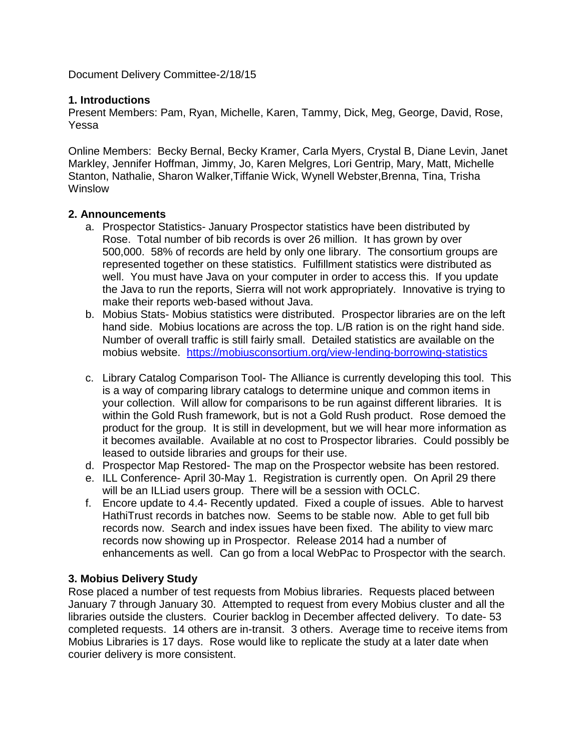Document Delivery Committee-2/18/15

### 1. Introductions

Present Members: Pam, Ryan, Michelle, Karen, Tammy, Dick, Meg, George, David, Rose, Yessa

Online Members: Becky Bernal, Becky Kramer, Carla Myers, Crystal B, Diane Levin, Janet Markley, Jennifer Hoffman, Jimmy, Jo, Karen Melgres, Lori Gentrip, Mary, Matt, Michelle Stanton, Nathalie, Sharon Walker,Tiffanie Wick, Wynell Webster,Brenna, Tina, Trisha Winslow

### 2. Announcements

a. Prospector Statistics- January Prospector statistics have been distributed by Rose. Total number of bib records is over 26 million. It has grown by over 500,000. 58% of records are held by only one library. The consortium groups are represented together on these statistics. Fulfillment statistics were distributed as well. You must have Java on your computer in order to access this. If you update the Java to run the reports, Sierra will not work appropriately. Innovative is trying to make their reports web-based without Java.
b. Mobius Stats- Mobius statistics were distributed. Prospector libraries are on the left hand side. Mobius locations are across the top. L/B ration is on the right hand side. Number of overall traffic is still fairly small. Detailed statistics are available on the mobius website. https://mobiusconsortium.org/view-lending-borrowing-statistics
c. Library Catalog Comparison Tool- The Alliance is currently developing this tool. This is a way of comparing library catalogs to determine unique and common items in your collection. Will allow for comparisons to be run against different libraries. It is within the Gold Rush framework, but is not a Gold Rush product. Rose demoed the product for the group. It is still in development, but we will hear more information as it becomes available. Available at no cost to Prospector libraries. Could possibly be leased to outside libraries and groups for their use.
d. Prospector Map Restored- The map on the Prospector website has been restored.
e. ILL Conference- April 30-May 1. Registration is currently open. On April 29 there will be an ILLiad users group. There will be a session with OCLC.
f. Encore update to 4.4- Recently updated. Fixed a couple of issues. Able to harvest HathiTrust records in batches now. Seems to be stable now. Able to get full bib records now. Search and index issues have been fixed. The ability to view marc records now showing up in Prospector. Release 2014 had a number of enhancements as well. Can go from a local WebPac to Prospector with the search.

### 3. Mobius Delivery Study

Rose placed a number of test requests from Mobius libraries. Requests placed between January 7 through January 30. Attempted to request from every Mobius cluster and all the libraries outside the clusters. Courier backlog in December affected delivery. To date- 53 completed requests. 14 others are in-transit. 3 others. Average time to receive items from Mobius Libraries is 17 days. Rose would like to replicate the study at a later date when courier delivery is more consistent.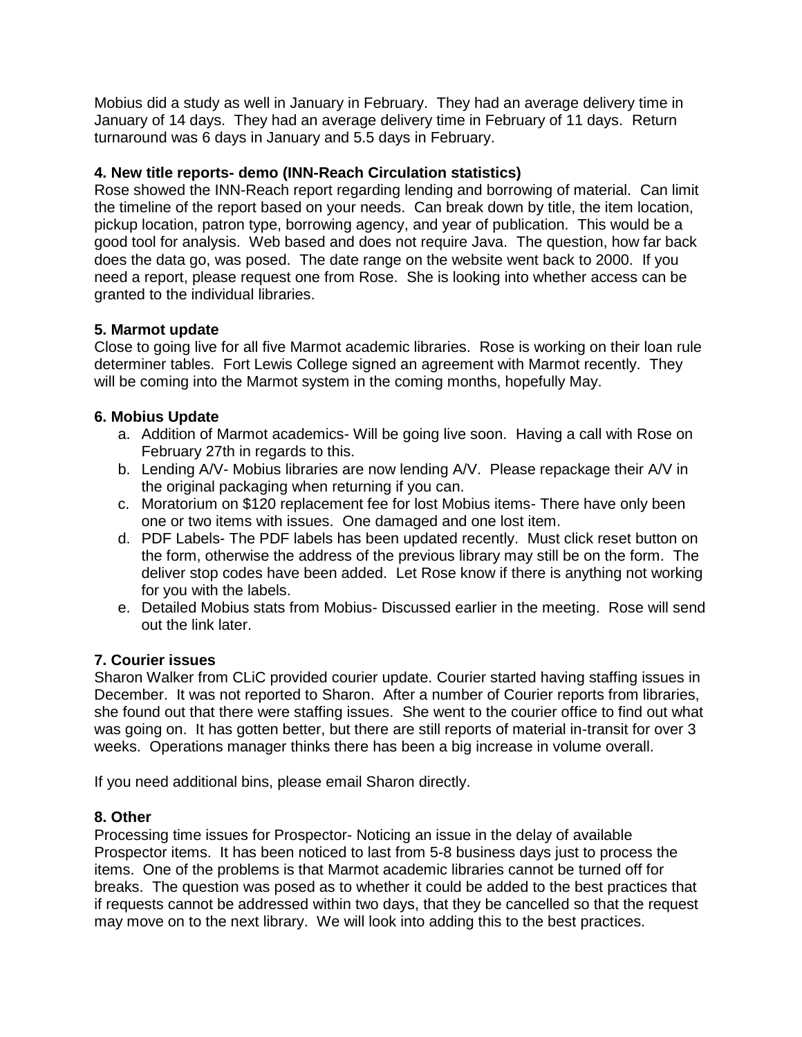Mobius did a study as well in January in February. They had an average delivery time in January of 14 days. They had an average delivery time in February of 11 days. Return turnaround was 6 days in January and 5.5 days in February.

**4. New title reports- demo (INN-Reach Circulation statistics)**

Rose showed the INN-Reach report regarding lending and borrowing of material. Can limit the timeline of the report based on your needs. Can break down by title, the item location, pickup location, patron type, borrowing agency, and year of publication. This would be a good tool for analysis. Web based and does not require Java. The question, how far back does the data go, was posed. The date range on the website went back to 2000. If you need a report, please request one from Rose. She is looking into whether access can be granted to the individual libraries.

**5. Marmot update**

Close to going live for all five Marmot academic libraries. Rose is working on their loan rule determiner tables. Fort Lewis College signed an agreement with Marmot recently. They will be coming into the Marmot system in the coming months, hopefully May.

**6. Mobius Update**

a. Addition of Marmot academics- Will be going live soon. Having a call with Rose on February 27th in regards to this.
b. Lending A/V- Mobius libraries are now lending A/V. Please repackage their A/V in the original packaging when returning if you can.
c. Moratorium on $120 replacement fee for lost Mobius items- There have only been one or two items with issues. One damaged and one lost item.
d. PDF Labels- The PDF labels has been updated recently. Must click reset button on the form, otherwise the address of the previous library may still be on the form. The deliver stop codes have been added. Let Rose know if there is anything not working for you with the labels.
e. Detailed Mobius stats from Mobius- Discussed earlier in the meeting. Rose will send out the link later.

**7. Courier issues**

Sharon Walker from CLiC provided courier update. Courier started having staffing issues in December. It was not reported to Sharon. After a number of Courier reports from libraries, she found out that there were staffing issues. She went to the courier office to find out what was going on. It has gotten better, but there are still reports of material in-transit for over 3 weeks. Operations manager thinks there has been a big increase in volume overall.

If you need additional bins, please email Sharon directly.

**8. Other**

Processing time issues for Prospector- Noticing an issue in the delay of available Prospector items. It has been noticed to last from 5-8 business days just to process the items. One of the problems is that Marmot academic libraries cannot be turned off for breaks. The question was posed as to whether it could be added to the best practices that if requests cannot be addressed within two days, that they be cancelled so that the request may move on to the next library. We will look into adding this to the best practices.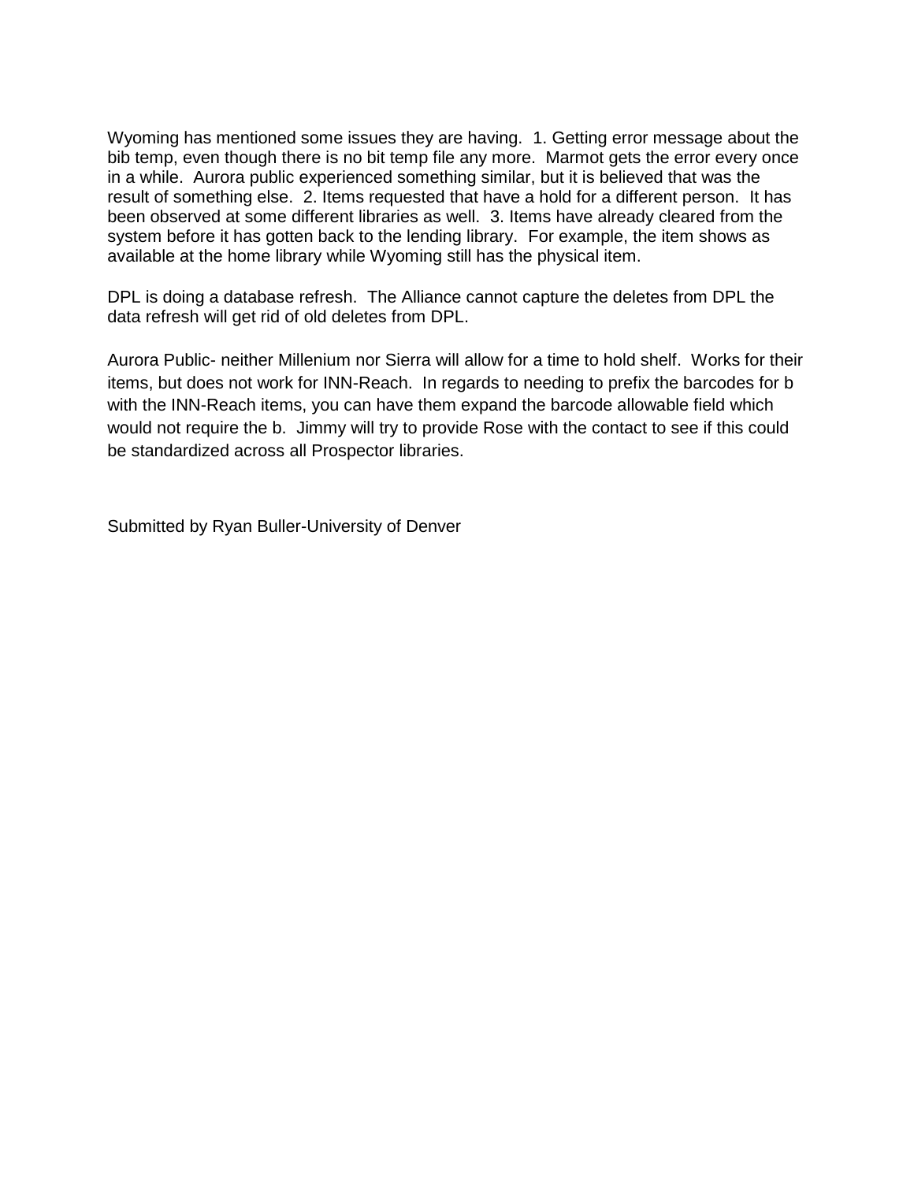Wyoming has mentioned some issues they are having. 1. Getting error message about the bib temp, even though there is no bit temp file any more. Marmot gets the error every once in a while. Aurora public experienced something similar, but it is believed that was the result of something else. 2. Items requested that have a hold for a different person. It has been observed at some different libraries as well. 3. Items have already cleared from the system before it has gotten back to the lending library. For example, the item shows as available at the home library while Wyoming still has the physical item.

DPL is doing a database refresh. The Alliance cannot capture the deletes from DPL the data refresh will get rid of old deletes from DPL.

Aurora Public- neither Millenium nor Sierra will allow for a time to hold shelf. Works for their items, but does not work for INN-Reach. In regards to needing to prefix the barcodes for b with the INN-Reach items, you can have them expand the barcode allowable field which would not require the b. Jimmy will try to provide Rose with the contact to see if this could be standardized across all Prospector libraries.

Submitted by Ryan Buller-University of Denver